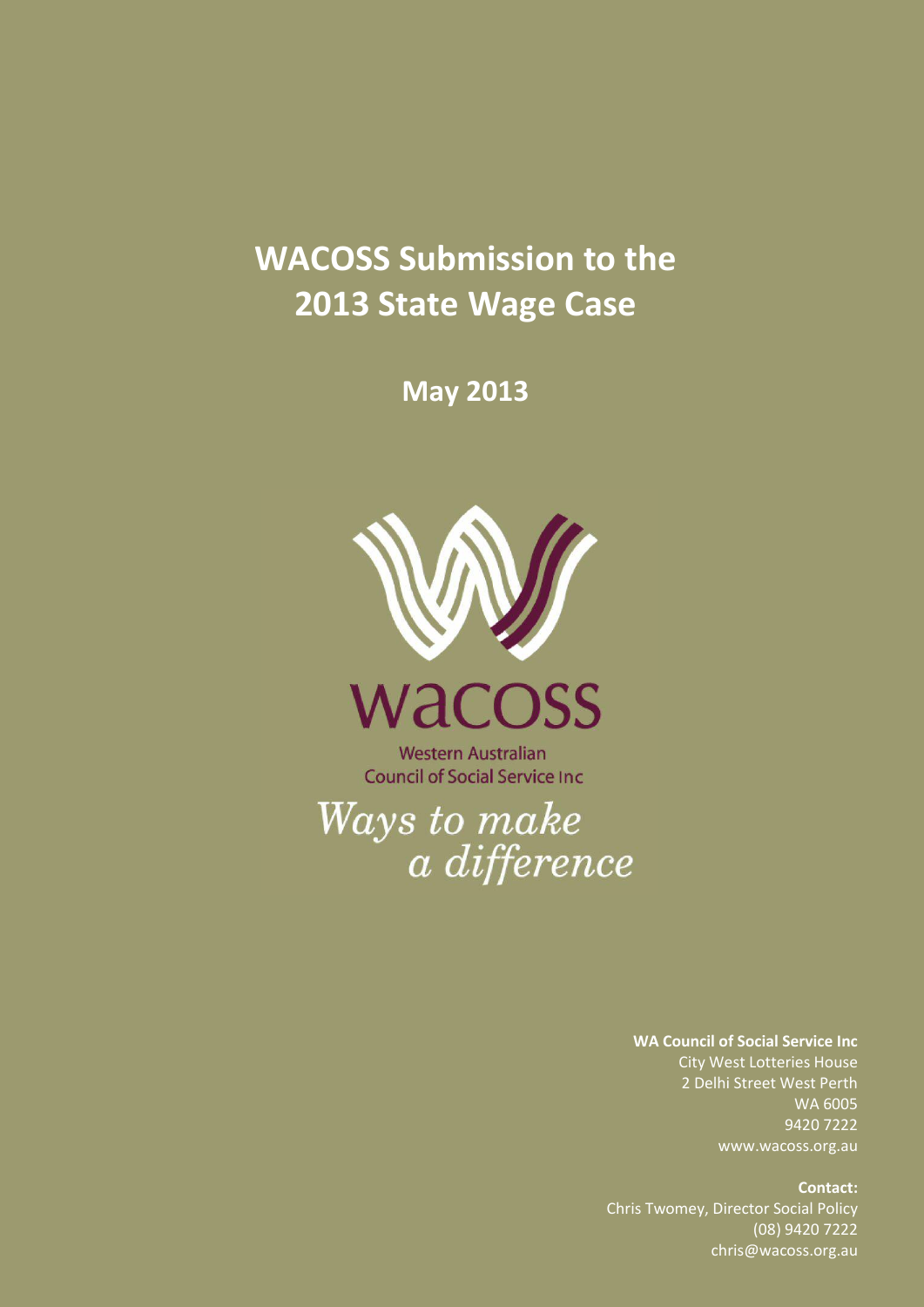# WACOSS Submission to the 2013 State Wage Case

## May 2013

wacoss

Western Australian Council of Social Service Inc

*Ways to make a difference*

**WA Council of Social Service Inc**
City West Lotteries House
2 Delhi Street West Perth
WA 6005
9420 7222
www.wacoss.org.au

**Contact:**
Chris Twomey, Director Social Policy
(08) 9420 7222
chris@wacoss.org.au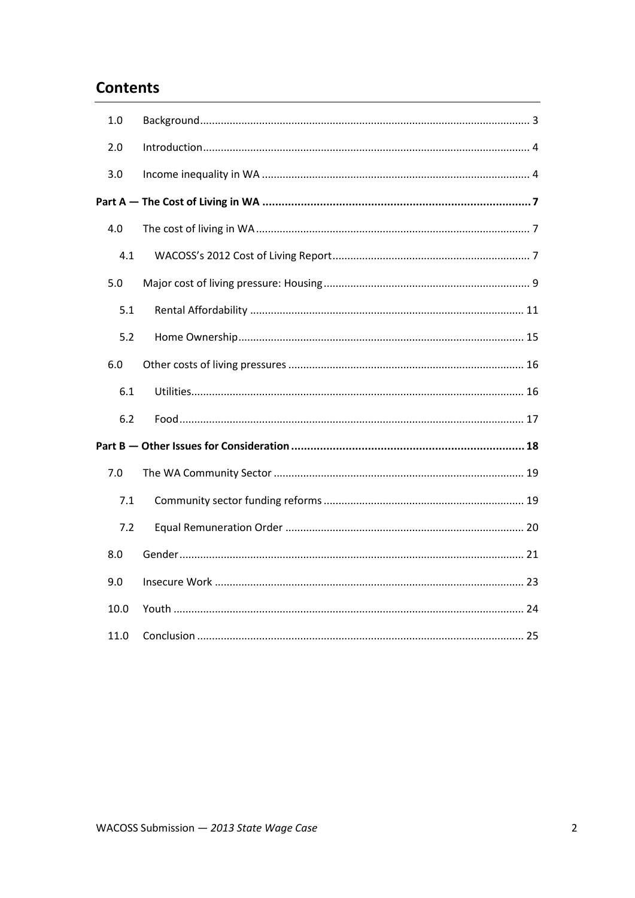## Contents

| | | |
|---|---|---|
| 1.0 | Background | 3 |
| 2.0 | Introduction | 4 |
| 3.0 | Income inequality in WA | 4 |
| **Part A — The Cost of Living in WA** | | **7** |
| 4.0 | The cost of living in WA | 7 |
| 4.1 | WACOSS's 2012 Cost of Living Report | 7 |
| 5.0 | Major cost of living pressure: Housing | 9 |
| 5.1 | Rental Affordability | 11 |
| 5.2 | Home Ownership | 15 |
| 6.0 | Other costs of living pressures | 16 |
| 6.1 | Utilities | 16 |
| 6.2 | Food | 17 |
| **Part B — Other Issues for Consideration** | | **18** |
| 7.0 | The WA Community Sector | 19 |
| 7.1 | Community sector funding reforms | 19 |
| 7.2 | Equal Remuneration Order | 20 |
| 8.0 | Gender | 21 |
| 9.0 | Insecure Work | 23 |
| 10.0 | Youth | 24 |
| 11.0 | Conclusion | 25 |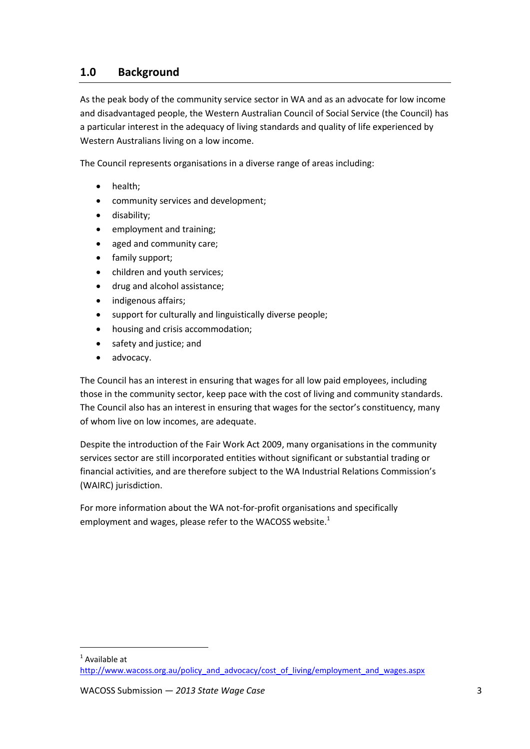## 1.0 Background

As the peak body of the community service sector in WA and as an advocate for low income and disadvantaged people, the Western Australian Council of Social Service (the Council) has a particular interest in the adequacy of living standards and quality of life experienced by Western Australians living on a low income.

The Council represents organisations in a diverse range of areas including:

- health;
- community services and development;
- disability;
- employment and training;
- aged and community care;
- family support;
- children and youth services;
- drug and alcohol assistance;
- indigenous affairs;
- support for culturally and linguistically diverse people;
- housing and crisis accommodation;
- safety and justice; and
- advocacy.

The Council has an interest in ensuring that wages for all low paid employees, including those in the community sector, keep pace with the cost of living and community standards. The Council also has an interest in ensuring that wages for the sector's constituency, many of whom live on low incomes, are adequate.

Despite the introduction of the Fair Work Act 2009, many organisations in the community services sector are still incorporated entities without significant or substantial trading or financial activities, and are therefore subject to the WA Industrial Relations Commission's (WAIRC) jurisdiction.

For more information about the WA not-for-profit organisations and specifically employment and wages, please refer to the WACOSS website.[1]

[1] Available at http://www.wacoss.org.au/policy_and_advocacy/cost_of_living/employment_and_wages.aspx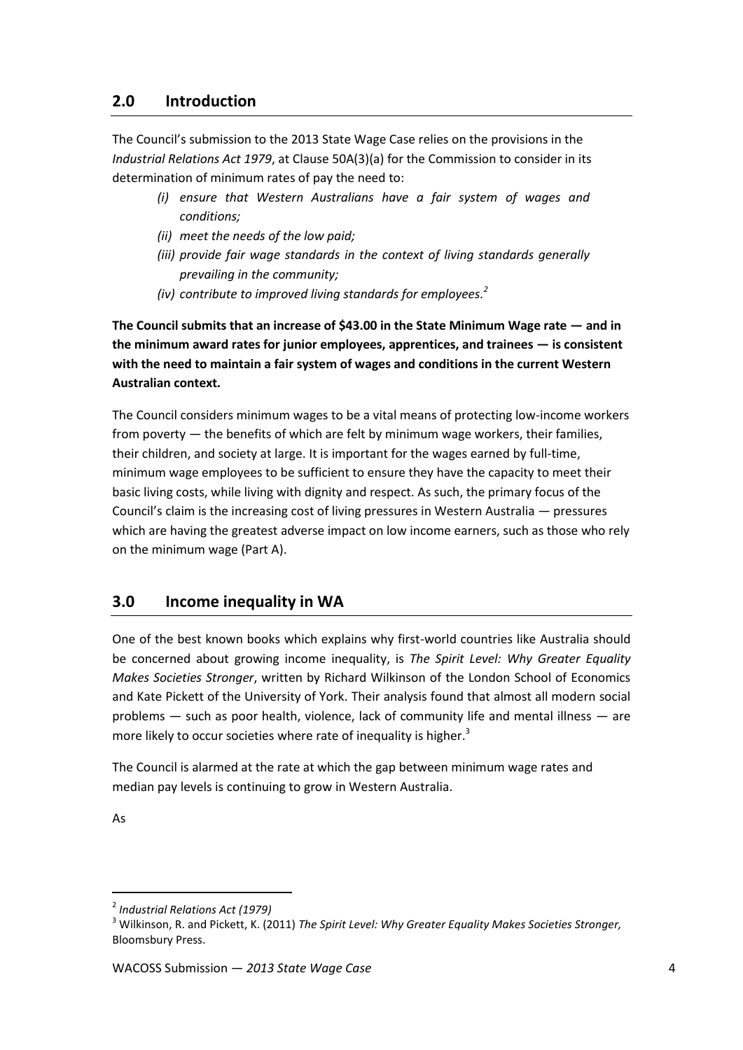## 2.0 Introduction

The Council's submission to the 2013 State Wage Case relies on the provisions in the *Industrial Relations Act 1979*, at Clause 50A(3)(a) for the Commission to consider in its determination of minimum rates of pay the need to:

- *(i) ensure that Western Australians have a fair system of wages and conditions;*
- *(ii) meet the needs of the low paid;*
- *(iii) provide fair wage standards in the context of living standards generally prevailing in the community;*
- *(iv) contribute to improved living standards for employees.*[2]

**The Council submits that an increase of $43.00 in the State Minimum Wage rate — and in the minimum award rates for junior employees, apprentices, and trainees — is consistent with the need to maintain a fair system of wages and conditions in the current Western Australian context.**

The Council considers minimum wages to be a vital means of protecting low-income workers from poverty — the benefits of which are felt by minimum wage workers, their families, their children, and society at large. It is important for the wages earned by full-time, minimum wage employees to be sufficient to ensure they have the capacity to meet their basic living costs, while living with dignity and respect. As such, the primary focus of the Council's claim is the increasing cost of living pressures in Western Australia — pressures which are having the greatest adverse impact on low income earners, such as those who rely on the minimum wage (Part A).

## 3.0 Income inequality in WA

One of the best known books which explains why first-world countries like Australia should be concerned about growing income inequality, is *The Spirit Level: Why Greater Equality Makes Societies Stronger*, written by Richard Wilkinson of the London School of Economics and Kate Pickett of the University of York. Their analysis found that almost all modern social problems — such as poor health, violence, lack of community life and mental illness — are more likely to occur societies where rate of inequality is higher.[3]

The Council is alarmed at the rate at which the gap between minimum wage rates and median pay levels is continuing to grow in Western Australia.

As

---

[2] *Industrial Relations Act (1979)*

[3] Wilkinson, R. and Pickett, K. (2011) *The Spirit Level: Why Greater Equality Makes Societies Stronger,* Bloomsbury Press.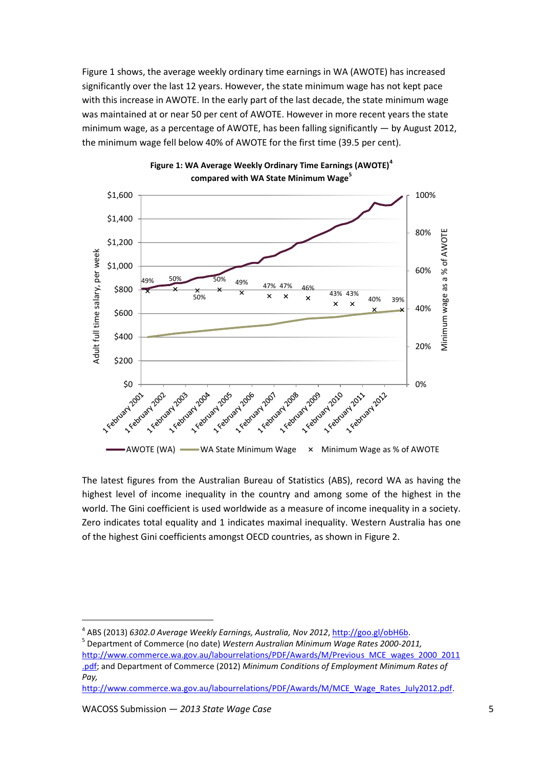Figure 1 shows, the average weekly ordinary time earnings in WA (AWOTE) has increased significantly over the last 12 years. However, the state minimum wage has not kept pace with this increase in AWOTE. In the early part of the last decade, the state minimum wage was maintained at or near 50 per cent of AWOTE. However in more recent years the state minimum wage, as a percentage of AWOTE, has been falling significantly — by August 2012, the minimum wage fell below 40% of AWOTE for the first time (39.5 per cent).

**Figure 1: WA Average Weekly Ordinary Time Earnings (AWOTE)[4] compared with WA State Minimum Wage[5]**

The latest figures from the Australian Bureau of Statistics (ABS), record WA as having the highest level of income inequality in the country and among some of the highest in the world. The Gini coefficient is used worldwide as a measure of income inequality in a society. Zero indicates total equality and 1 indicates maximal inequality. Western Australia has one of the highest Gini coefficients amongst OECD countries, as shown in Figure 2.

---

[4] ABS (2013) *6302.0 Average Weekly Earnings, Australia, Nov 2012*, http://goo.gl/obH6b.

[5] Department of Commerce (no date) *Western Australian Minimum Wage Rates 2000-2011*, http://www.commerce.wa.gov.au/labourrelations/PDF/Awards/M/Previous_MCE_wages_2000_2011.pdf; and Department of Commerce (2012) *Minimum Conditions of Employment Minimum Rates of Pay*, http://www.commerce.wa.gov.au/labourrelations/PDF/Awards/M/MCE_Wage_Rates_July2012.pdf.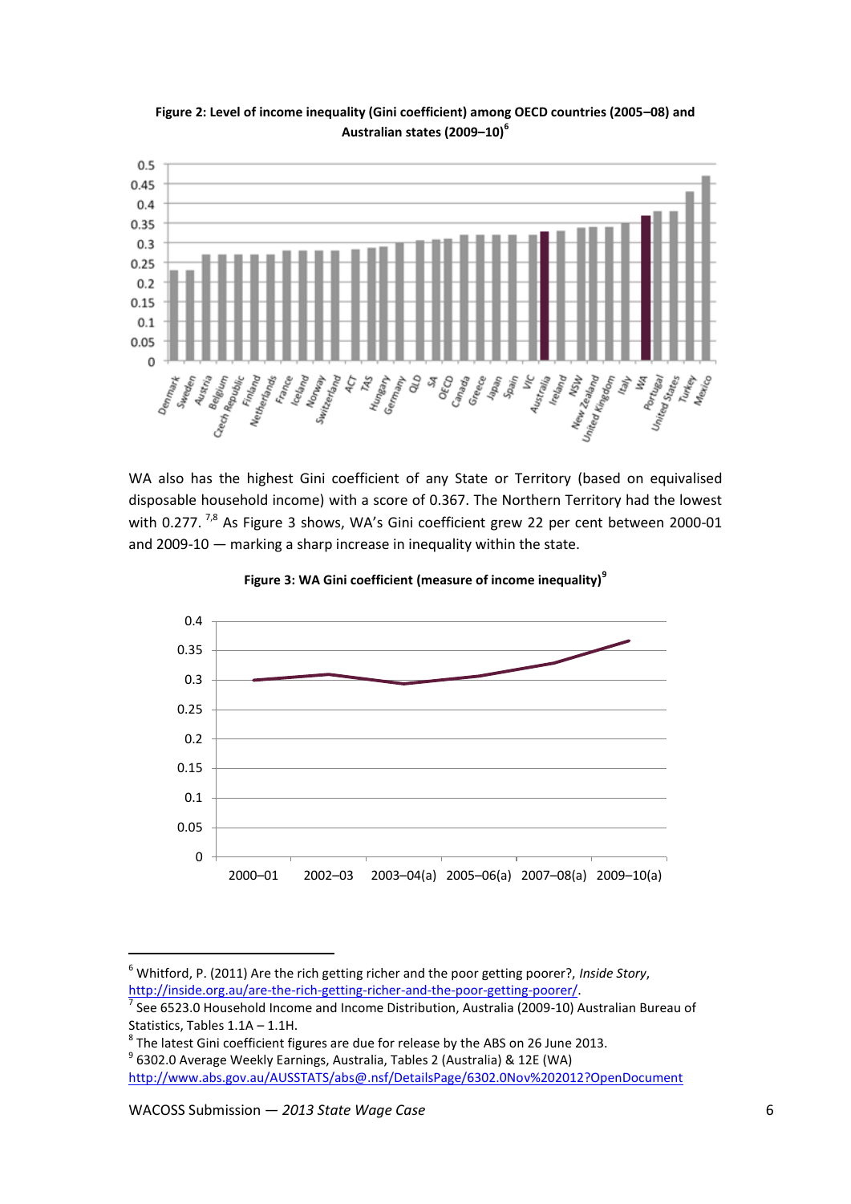**Figure 2: Level of income inequality (Gini coefficient) among OECD countries (2005–08) and Australian states (2009–10)**[6]

WA also has the highest Gini coefficient of any State or Territory (based on equivalised disposable household income) with a score of 0.367. The Northern Territory had the lowest with 0.277. [7,8] As Figure 3 shows, WA's Gini coefficient grew 22 per cent between 2000-01 and 2009-10 — marking a sharp increase in inequality within the state.

**Figure 3: WA Gini coefficient (measure of income inequality)**[9]

---

[6] Whitford, P. (2011) Are the rich getting richer and the poor getting poorer?, *Inside Story*, http://inside.org.au/are-the-rich-getting-richer-and-the-poor-getting-poorer/.

[7] See 6523.0 Household Income and Income Distribution, Australia (2009-10) Australian Bureau of Statistics, Tables 1.1A – 1.1H.

[8] The latest Gini coefficient figures are due for release by the ABS on 26 June 2013.

[9] 6302.0 Average Weekly Earnings, Australia, Tables 2 (Australia) & 12E (WA) http://www.abs.gov.au/AUSSTATS/abs@.nsf/DetailsPage/6302.0Nov%202012?OpenDocument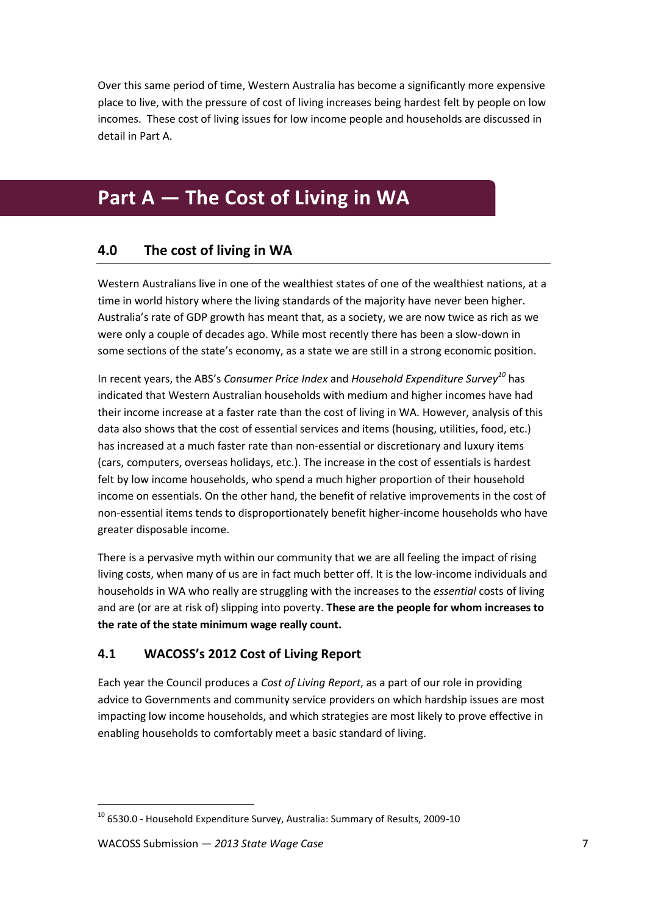Over this same period of time, Western Australia has become a significantly more expensive place to live, with the pressure of cost of living increases being hardest felt by people on low incomes. These cost of living issues for low income people and households are discussed in detail in Part A.

# Part A — The Cost of Living in WA

## 4.0 The cost of living in WA

Western Australians live in one of the wealthiest states of one of the wealthiest nations, at a time in world history where the living standards of the majority have never been higher. Australia's rate of GDP growth has meant that, as a society, we are now twice as rich as we were only a couple of decades ago. While most recently there has been a slow-down in some sections of the state's economy, as a state we are still in a strong economic position.

In recent years, the ABS's *Consumer Price Index* and *Household Expenditure Survey*[10] has indicated that Western Australian households with medium and higher incomes have had their income increase at a faster rate than the cost of living in WA. However, analysis of this data also shows that the cost of essential services and items (housing, utilities, food, etc.) has increased at a much faster rate than non-essential or discretionary and luxury items (cars, computers, overseas holidays, etc.). The increase in the cost of essentials is hardest felt by low income households, who spend a much higher proportion of their household income on essentials. On the other hand, the benefit of relative improvements in the cost of non-essential items tends to disproportionately benefit higher-income households who have greater disposable income.

There is a pervasive myth within our community that we are all feeling the impact of rising living costs, when many of us are in fact much better off. It is the low-income individuals and households in WA who really are struggling with the increases to the *essential* costs of living and are (or are at risk of) slipping into poverty. **These are the people for whom increases to the rate of the state minimum wage really count.**

### 4.1 WACOSS's 2012 Cost of Living Report

Each year the Council produces a *Cost of Living Report*, as a part of our role in providing advice to Governments and community service providers on which hardship issues are most impacting low income households, and which strategies are most likely to prove effective in enabling households to comfortably meet a basic standard of living.

---

[10] 6530.0 - Household Expenditure Survey, Australia: Summary of Results, 2009-10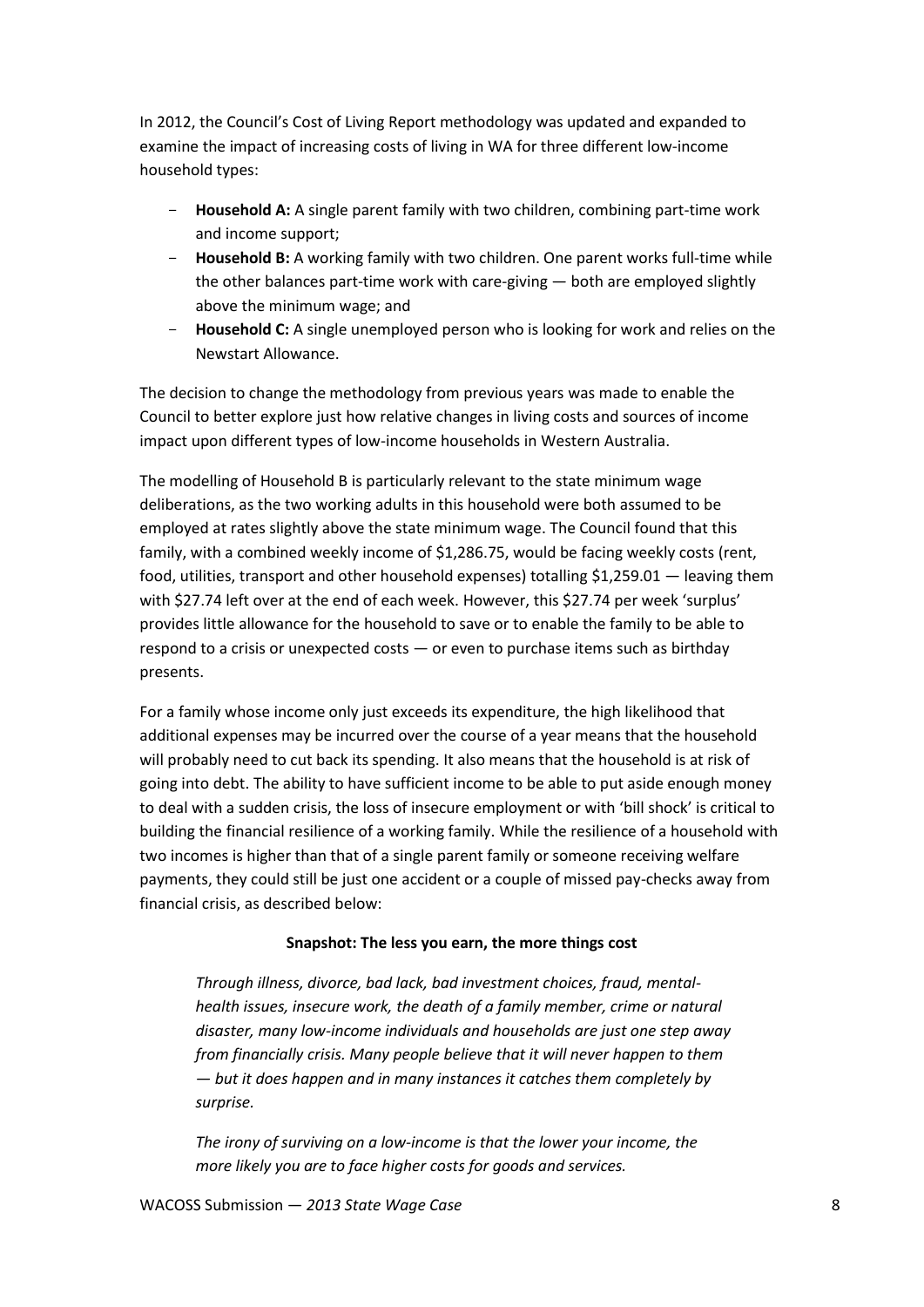In 2012, the Council's Cost of Living Report methodology was updated and expanded to examine the impact of increasing costs of living in WA for three different low-income household types:

- **Household A:** A single parent family with two children, combining part-time work and income support;
- **Household B:** A working family with two children. One parent works full-time while the other balances part-time work with care-giving — both are employed slightly above the minimum wage; and
- **Household C:** A single unemployed person who is looking for work and relies on the Newstart Allowance.

The decision to change the methodology from previous years was made to enable the Council to better explore just how relative changes in living costs and sources of income impact upon different types of low-income households in Western Australia.

The modelling of Household B is particularly relevant to the state minimum wage deliberations, as the two working adults in this household were both assumed to be employed at rates slightly above the state minimum wage. The Council found that this family, with a combined weekly income of $1,286.75, would be facing weekly costs (rent, food, utilities, transport and other household expenses) totalling $1,259.01 — leaving them with $27.74 left over at the end of each week. However, this $27.74 per week 'surplus' provides little allowance for the household to save or to enable the family to be able to respond to a crisis or unexpected costs — or even to purchase items such as birthday presents.

For a family whose income only just exceeds its expenditure, the high likelihood that additional expenses may be incurred over the course of a year means that the household will probably need to cut back its spending. It also means that the household is at risk of going into debt. The ability to have sufficient income to be able to put aside enough money to deal with a sudden crisis, the loss of insecure employment or with 'bill shock' is critical to building the financial resilience of a working family. While the resilience of a household with two incomes is higher than that of a single parent family or someone receiving welfare payments, they could still be just one accident or a couple of missed pay-checks away from financial crisis, as described below:

**Snapshot: The less you earn, the more things cost**

*Through illness, divorce, bad lack, bad investment choices, fraud, mental-health issues, insecure work, the death of a family member, crime or natural disaster, many low-income individuals and households are just one step away from financially crisis. Many people believe that it will never happen to them — but it does happen and in many instances it catches them completely by surprise.*

*The irony of surviving on a low-income is that the lower your income, the more likely you are to face higher costs for goods and services.*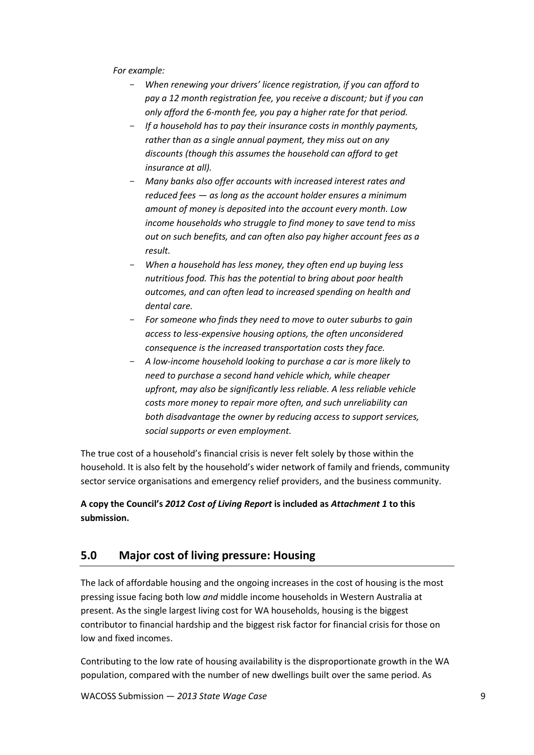*For example:*

- *When renewing your drivers' licence registration, if you can afford to pay a 12 month registration fee, you receive a discount; but if you can only afford the 6-month fee, you pay a higher rate for that period.*
- *If a household has to pay their insurance costs in monthly payments, rather than as a single annual payment, they miss out on any discounts (though this assumes the household can afford to get insurance at all).*
- *Many banks also offer accounts with increased interest rates and reduced fees — as long as the account holder ensures a minimum amount of money is deposited into the account every month. Low income households who struggle to find money to save tend to miss out on such benefits, and can often also pay higher account fees as a result.*
- *When a household has less money, they often end up buying less nutritious food. This has the potential to bring about poor health outcomes, and can often lead to increased spending on health and dental care.*
- *For someone who finds they need to move to outer suburbs to gain access to less-expensive housing options, the often unconsidered consequence is the increased transportation costs they face.*
- *A low-income household looking to purchase a car is more likely to need to purchase a second hand vehicle which, while cheaper upfront, may also be significantly less reliable. A less reliable vehicle costs more money to repair more often, and such unreliability can both disadvantage the owner by reducing access to support services, social supports or even employment.*

The true cost of a household's financial crisis is never felt solely by those within the household. It is also felt by the household's wider network of family and friends, community sector service organisations and emergency relief providers, and the business community.

**A copy the Council's *2012 Cost of Living Report* is included as *Attachment 1* to this submission.**

## 5.0 Major cost of living pressure: Housing

The lack of affordable housing and the ongoing increases in the cost of housing is the most pressing issue facing both low *and* middle income households in Western Australia at present. As the single largest living cost for WA households, housing is the biggest contributor to financial hardship and the biggest risk factor for financial crisis for those on low and fixed incomes.

Contributing to the low rate of housing availability is the disproportionate growth in the WA population, compared with the number of new dwellings built over the same period. As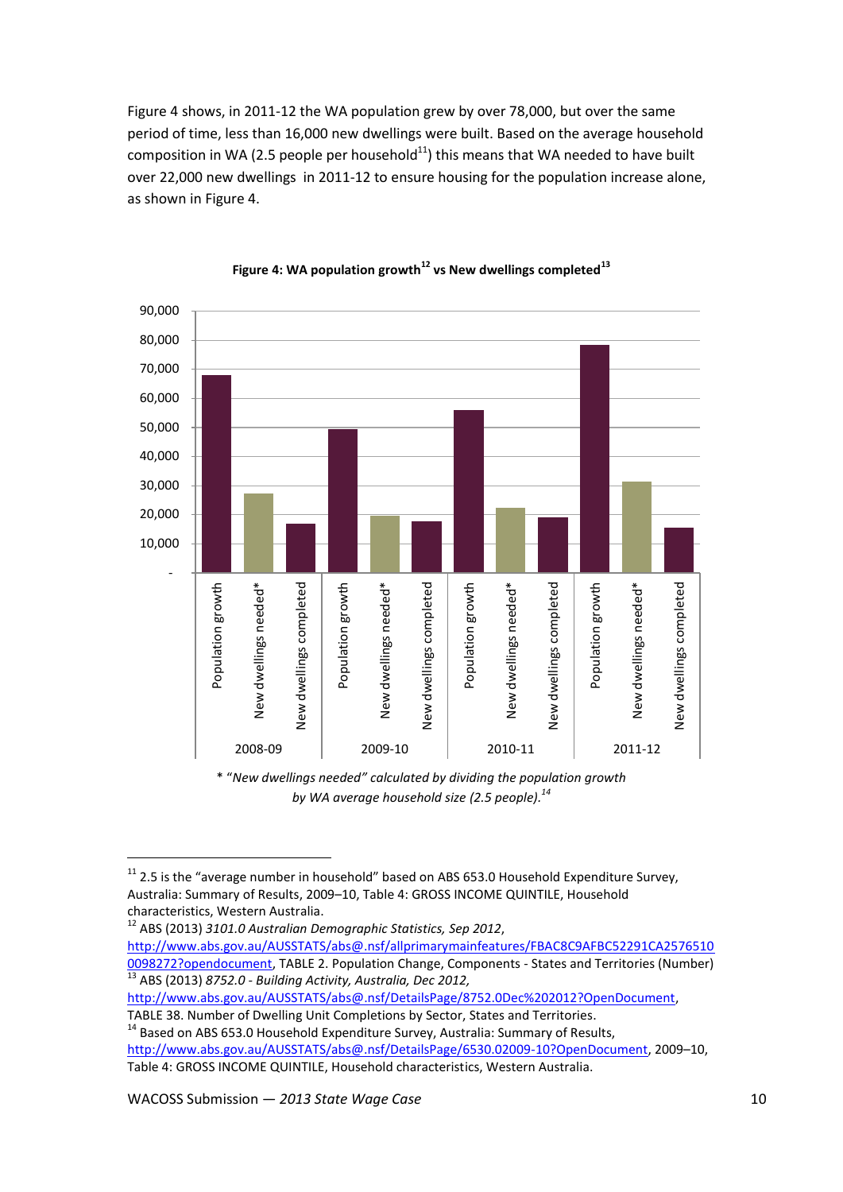Figure 4 shows, in 2011-12 the WA population grew by over 78,000, but over the same period of time, less than 16,000 new dwellings were built. Based on the average household composition in WA (2.5 people per household[11]) this means that WA needed to have built over 22,000 new dwellings in 2011-12 to ensure housing for the population increase alone, as shown in Figure 4.

**Figure 4: WA population growth[12] vs New dwellings completed[13]**

*\* "New dwellings needed" calculated by dividing the population growth by WA average household size (2.5 people).[14]*

---

[11] 2.5 is the "average number in household" based on ABS 653.0 Household Expenditure Survey, Australia: Summary of Results, 2009–10, Table 4: GROSS INCOME QUINTILE, Household characteristics, Western Australia.

[12] ABS (2013) *3101.0 Australian Demographic Statistics, Sep 2012*, http://www.abs.gov.au/AUSSTATS/abs@.nsf/allprimarymainfeatures/FBAC8C9AFBC52291CA25765100098272?opendocument, TABLE 2. Population Change, Components - States and Territories (Number)

[13] ABS (2013) *8752.0 - Building Activity, Australia, Dec 2012,* http://www.abs.gov.au/AUSSTATS/abs@.nsf/DetailsPage/8752.0Dec%202012?OpenDocument, TABLE 38. Number of Dwelling Unit Completions by Sector, States and Territories.

[14] Based on ABS 653.0 Household Expenditure Survey, Australia: Summary of Results, http://www.abs.gov.au/AUSSTATS/abs@.nsf/DetailsPage/6530.02009-10?OpenDocument, 2009–10, Table 4: GROSS INCOME QUINTILE, Household characteristics, Western Australia.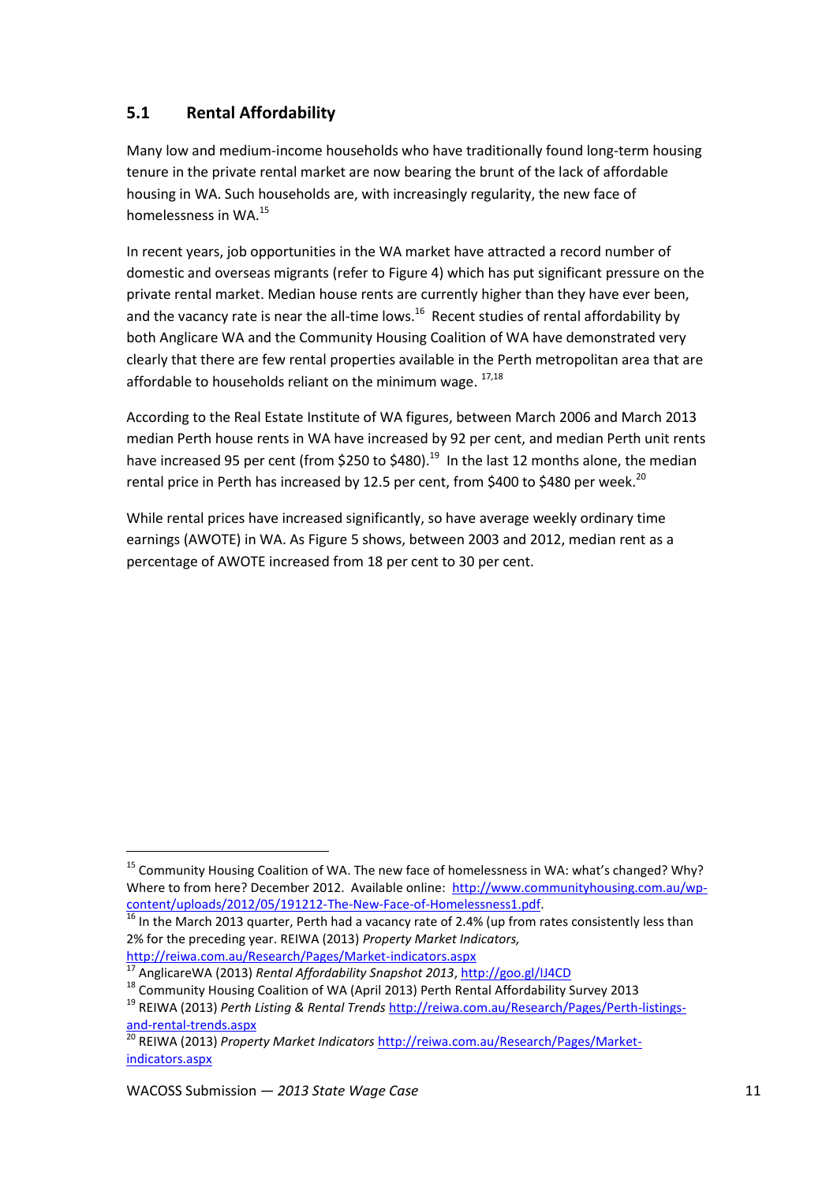## 5.1 Rental Affordability

Many low and medium-income households who have traditionally found long-term housing tenure in the private rental market are now bearing the brunt of the lack of affordable housing in WA. Such households are, with increasingly regularity, the new face of homelessness in WA.[15]

In recent years, job opportunities in the WA market have attracted a record number of domestic and overseas migrants (refer to Figure 4) which has put significant pressure on the private rental market. Median house rents are currently higher than they have ever been, and the vacancy rate is near the all-time lows.[16] Recent studies of rental affordability by both Anglicare WA and the Community Housing Coalition of WA have demonstrated very clearly that there are few rental properties available in the Perth metropolitan area that are affordable to households reliant on the minimum wage.[17,18]

According to the Real Estate Institute of WA figures, between March 2006 and March 2013 median Perth house rents in WA have increased by 92 per cent, and median Perth unit rents have increased 95 per cent (from $250 to $480).[19] In the last 12 months alone, the median rental price in Perth has increased by 12.5 per cent, from $400 to $480 per week.[20]

While rental prices have increased significantly, so have average weekly ordinary time earnings (AWOTE) in WA. As Figure 5 shows, between 2003 and 2012, median rent as a percentage of AWOTE increased from 18 per cent to 30 per cent.

---

[15] Community Housing Coalition of WA. The new face of homelessness in WA: what's changed? Why? Where to from here? December 2012. Available online: http://www.communityhousing.com.au/wp-content/uploads/2012/05/191212-The-New-Face-of-Homelessness1.pdf.

[16] In the March 2013 quarter, Perth had a vacancy rate of 2.4% (up from rates consistently less than 2% for the preceding year. REIWA (2013) *Property Market Indicators,* http://reiwa.com.au/Research/Pages/Market-indicators.aspx

[17] AnglicareWA (2013) *Rental Affordability Snapshot 2013*, http://goo.gl/IJ4CD

[18] Community Housing Coalition of WA (April 2013) Perth Rental Affordability Survey 2013

[19] REIWA (2013) *Perth Listing & Rental Trends* http://reiwa.com.au/Research/Pages/Perth-listings-and-rental-trends.aspx

[20] REIWA (2013) *Property Market Indicators* http://reiwa.com.au/Research/Pages/Market-indicators.aspx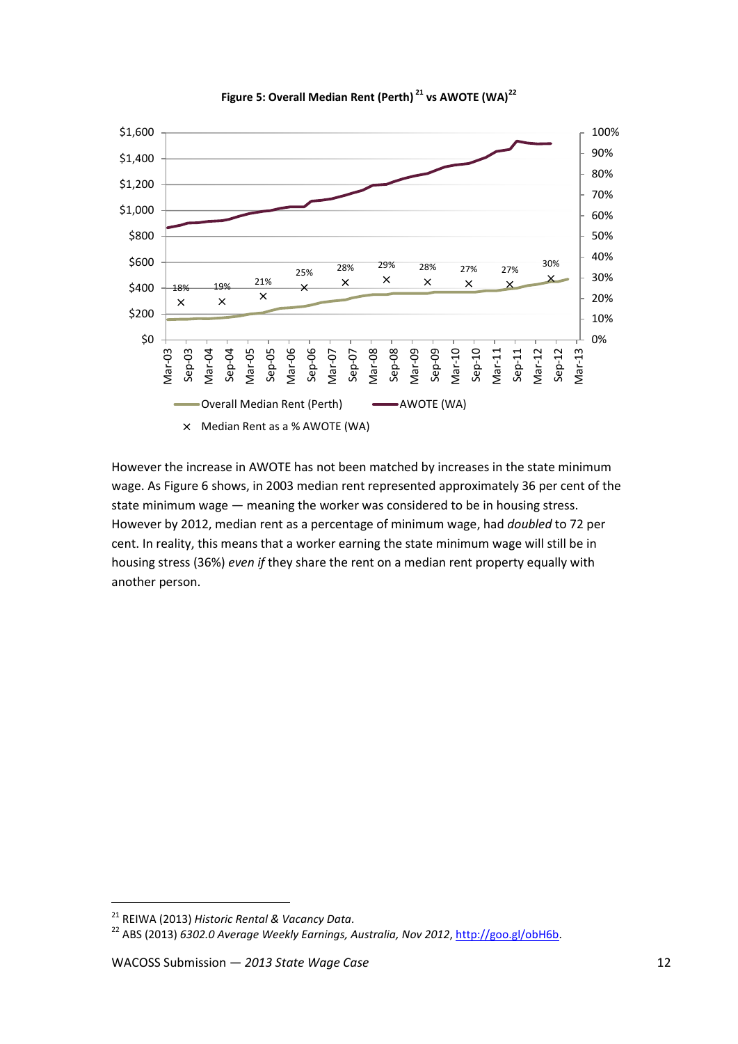**Figure 5: Overall Median Rent (Perth)[21] vs AWOTE (WA)[22]**

However the increase in AWOTE has not been matched by increases in the state minimum wage. As Figure 6 shows, in 2003 median rent represented approximately 36 per cent of the state minimum wage — meaning the worker was considered to be in housing stress. However by 2012, median rent as a percentage of minimum wage, had *doubled* to 72 per cent. In reality, this means that a worker earning the state minimum wage will still be in housing stress (36%) *even if* they share the rent on a median rent property equally with another person.

---

[21] REIWA (2013) *Historic Rental & Vacancy Data*.

[22] ABS (2013) *6302.0 Average Weekly Earnings, Australia, Nov 2012*, http://goo.gl/obH6b.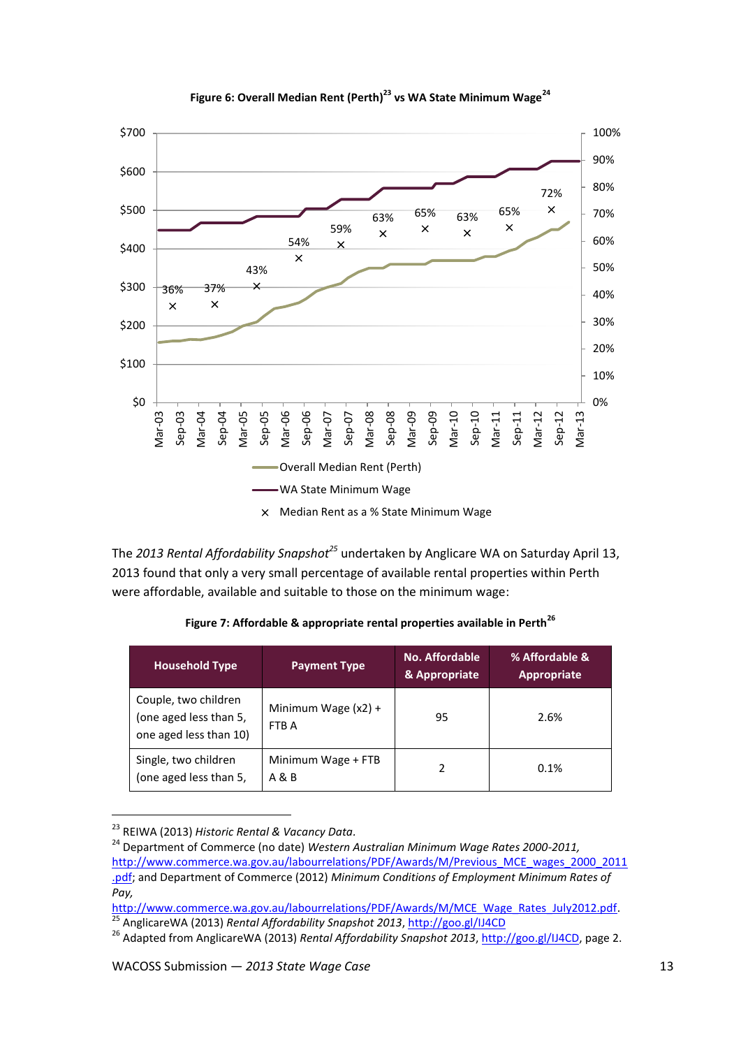**Figure 6: Overall Median Rent (Perth)[23] vs WA State Minimum Wage[24]**

The *2013 Rental Affordability Snapshot*[25] undertaken by Anglicare WA on Saturday April 13, 2013 found that only a very small percentage of available rental properties within Perth were affordable, available and suitable to those on the minimum wage:

**Figure 7: Affordable & appropriate rental properties available in Perth[26]**

| Household Type | Payment Type | No. Affordable & Appropriate | % Affordable & Appropriate |
|---|---|---|---|
| Couple, two children (one aged less than 5, one aged less than 10) | Minimum Wage (x2) + FTB A | 95 | 2.6% |
| Single, two children (one aged less than 5, | Minimum Wage + FTB A & B | 2 | 0.1% |

---

[23] REIWA (2013) *Historic Rental & Vacancy Data*.

[24] Department of Commerce (no date) *Western Australian Minimum Wage Rates 2000-2011*, http://www.commerce.wa.gov.au/labourrelations/PDF/Awards/M/Previous_MCE_wages_2000_2011.pdf; and Department of Commerce (2012) *Minimum Conditions of Employment Minimum Rates of Pay*, http://www.commerce.wa.gov.au/labourrelations/PDF/Awards/M/MCE_Wage_Rates_July2012.pdf.

[25] AnglicareWA (2013) *Rental Affordability Snapshot 2013*, http://goo.gl/IJ4CD

[26] Adapted from AnglicareWA (2013) *Rental Affordability Snapshot 2013*, http://goo.gl/IJ4CD, page 2.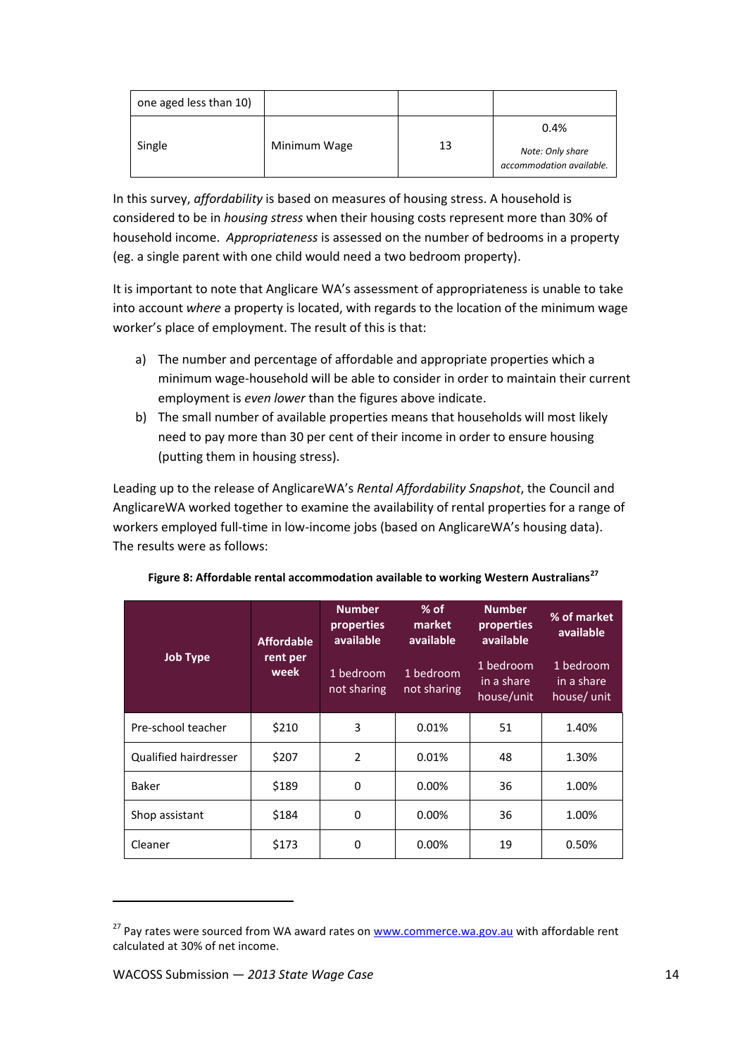| one aged less than 10) | | | |
|---|---|---|---|
| Single | Minimum Wage | 13 | 0.4% *Note: Only share accommodation available.* |

In this survey, *affordability* is based on measures of housing stress. A household is considered to be in *housing stress* when their housing costs represent more than 30% of household income. *Appropriateness* is assessed on the number of bedrooms in a property (eg. a single parent with one child would need a two bedroom property).

It is important to note that Anglicare WA's assessment of appropriateness is unable to take into account *where* a property is located, with regards to the location of the minimum wage worker's place of employment. The result of this is that:

a) The number and percentage of affordable and appropriate properties which a minimum wage-household will be able to consider in order to maintain their current employment is *even lower* than the figures above indicate.
b) The small number of available properties means that households will most likely need to pay more than 30 per cent of their income in order to ensure housing (putting them in housing stress).

Leading up to the release of AnglicareWA's *Rental Affordability Snapshot*, the Council and AnglicareWA worked together to examine the availability of rental properties for a range of workers employed full-time in low-income jobs (based on AnglicareWA's housing data). The results were as follows:

**Figure 8: Affordable rental accommodation available to working Western Australians[27]**

| Job Type | Affordable rent per week | Number properties available 1 bedroom not sharing | % of market available 1 bedroom not sharing | Number properties available 1 bedroom in a share house/unit | % of market available 1 bedroom in a share house/ unit |
|---|---|---|---|---|---|
| Pre-school teacher | $210 | 3 | 0.01% | 51 | 1.40% |
| Qualified hairdresser | $207 | 2 | 0.01% | 48 | 1.30% |
| Baker | $189 | 0 | 0.00% | 36 | 1.00% |
| Shop assistant | $184 | 0 | 0.00% | 36 | 1.00% |
| Cleaner | $173 | 0 | 0.00% | 19 | 0.50% |

[27] Pay rates were sourced from WA award rates on www.commerce.wa.gov.au with affordable rent calculated at 30% of net income.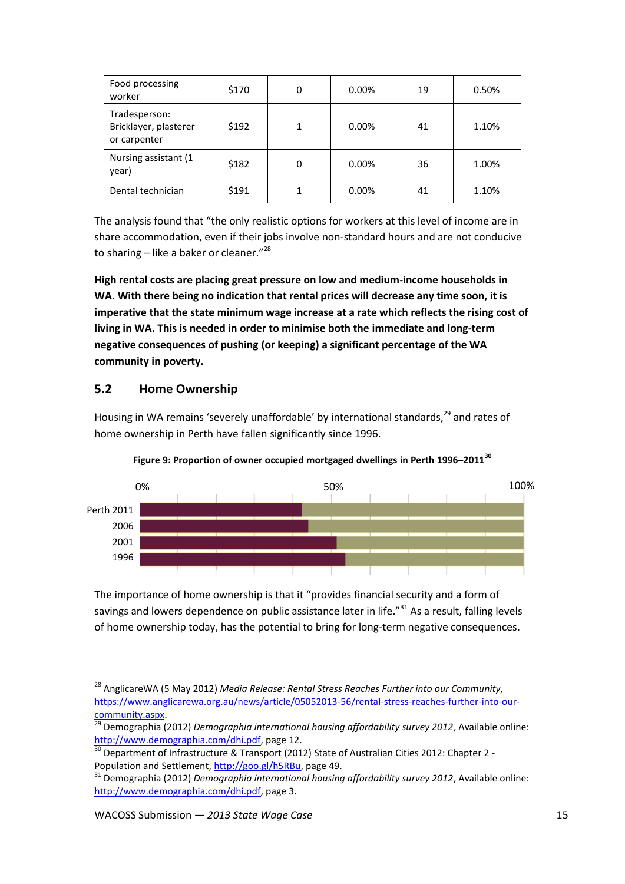| Food processing worker | $170 | 0 | 0.00% | 19 | 0.50% |
|---|---|---|---|---|---|
| Tradesperson: Bricklayer, plasterer or carpenter | $192 | 1 | 0.00% | 41 | 1.10% |
| Nursing assistant (1 year) | $182 | 0 | 0.00% | 36 | 1.00% |
| Dental technician | $191 | 1 | 0.00% | 41 | 1.10% |

The analysis found that "the only realistic options for workers at this level of income are in share accommodation, even if their jobs involve non-standard hours and are not conducive to sharing – like a baker or cleaner."[28]

**High rental costs are placing great pressure on low and medium-income households in WA. With there being no indication that rental prices will decrease any time soon, it is imperative that the state minimum wage increase at a rate which reflects the rising cost of living in WA. This is needed in order to minimise both the immediate and long-term negative consequences of pushing (or keeping) a significant percentage of the WA community in poverty.**

## 5.2 Home Ownership

Housing in WA remains 'severely unaffordable' by international standards,[29] and rates of home ownership in Perth have fallen significantly since 1996.

**Figure 9: Proportion of owner occupied mortgaged dwellings in Perth 1996–2011**[30]

| | 0% | 50% | 100% |
|---|---|---|---|
| Perth 2011 | | | |
| 2006 | | | |
| 2001 | | | |
| 1996 | | | |

The importance of home ownership is that it "provides financial security and a form of savings and lowers dependence on public assistance later in life."[31] As a result, falling levels of home ownership today, has the potential to bring for long-term negative consequences.

---

[28] AnglicareWA (5 May 2012) *Media Release: Rental Stress Reaches Further into our Community*, https://www.anglicarewa.org.au/news/article/05052013-56/rental-stress-reaches-further-into-our-community.aspx.

[29] Demographia (2012) *Demographia international housing affordability survey 2012*, Available online: http://www.demographia.com/dhi.pdf, page 12.

[30] Department of Infrastructure & Transport (2012) State of Australian Cities 2012: Chapter 2 - Population and Settlement, http://goo.gl/h5RBu, page 49.

[31] Demographia (2012) *Demographia international housing affordability survey 2012*, Available online: http://www.demographia.com/dhi.pdf, page 3.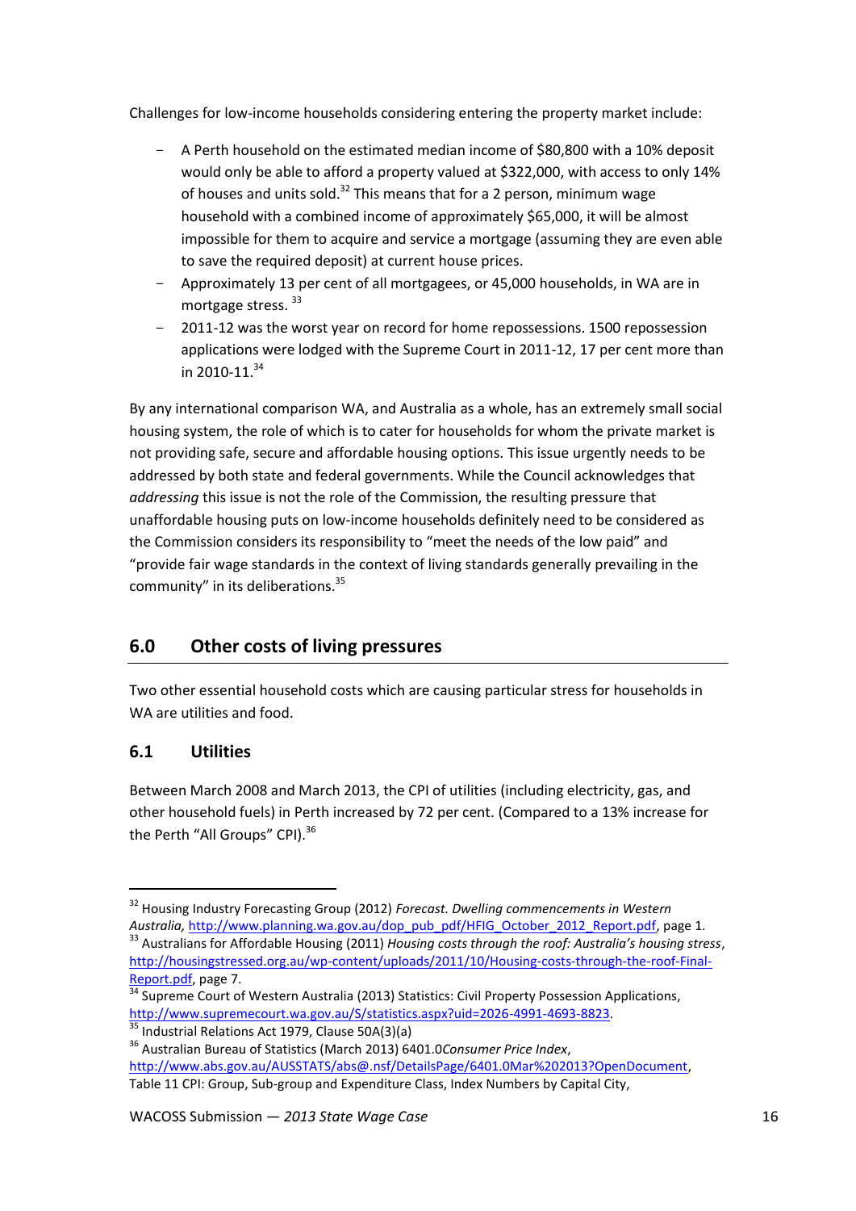Challenges for low-income households considering entering the property market include:

- A Perth household on the estimated median income of $80,800 with a 10% deposit would only be able to afford a property valued at $322,000, with access to only 14% of houses and units sold.[32] This means that for a 2 person, minimum wage household with a combined income of approximately $65,000, it will be almost impossible for them to acquire and service a mortgage (assuming they are even able to save the required deposit) at current house prices.
- Approximately 13 per cent of all mortgagees, or 45,000 households, in WA are in mortgage stress. [33]
- 2011-12 was the worst year on record for home repossessions. 1500 repossession applications were lodged with the Supreme Court in 2011-12, 17 per cent more than in 2010-11.[34]

By any international comparison WA, and Australia as a whole, has an extremely small social housing system, the role of which is to cater for households for whom the private market is not providing safe, secure and affordable housing options. This issue urgently needs to be addressed by both state and federal governments. While the Council acknowledges that *addressing* this issue is not the role of the Commission, the resulting pressure that unaffordable housing puts on low-income households definitely need to be considered as the Commission considers its responsibility to "meet the needs of the low paid" and "provide fair wage standards in the context of living standards generally prevailing in the community" in its deliberations.[35]

## 6.0 Other costs of living pressures

Two other essential household costs which are causing particular stress for households in WA are utilities and food.

### 6.1 Utilities

Between March 2008 and March 2013, the CPI of utilities (including electricity, gas, and other household fuels) in Perth increased by 72 per cent. (Compared to a 13% increase for the Perth "All Groups" CPI).[36]

---

[32] Housing Industry Forecasting Group (2012) *Forecast. Dwelling commencements in Western Australia,* http://www.planning.wa.gov.au/dop_pub_pdf/HFIG_October_2012_Report.pdf, page 1.

[33] Australians for Affordable Housing (2011) *Housing costs through the roof: Australia's housing stress*, http://housingstressed.org.au/wp-content/uploads/2011/10/Housing-costs-through-the-roof-Final-Report.pdf, page 7.

[34] Supreme Court of Western Australia (2013) Statistics: Civil Property Possession Applications, http://www.supremecourt.wa.gov.au/S/statistics.aspx?uid=2026-4991-4693-8823.

[35] Industrial Relations Act 1979, Clause 50A(3)(a)

[36] Australian Bureau of Statistics (March 2013) 6401.0*Consumer Price Index*, http://www.abs.gov.au/AUSSTATS/abs@.nsf/DetailsPage/6401.0Mar%202013?OpenDocument, Table 11 CPI: Group, Sub-group and Expenditure Class, Index Numbers by Capital City,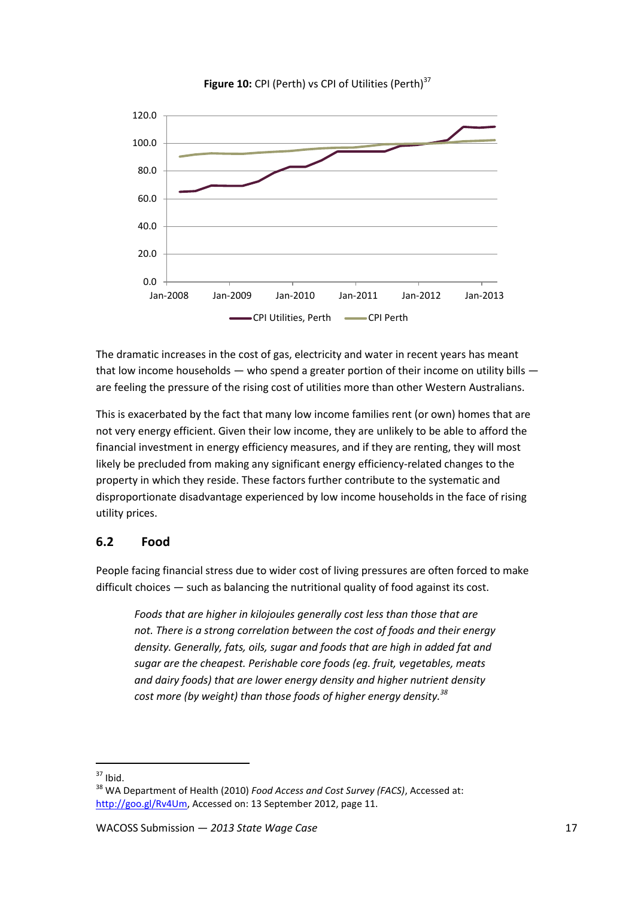**Figure 10:** CPI (Perth) vs CPI of Utilities (Perth)[37]

The dramatic increases in the cost of gas, electricity and water in recent years has meant that low income households — who spend a greater portion of their income on utility bills — are feeling the pressure of the rising cost of utilities more than other Western Australians.

This is exacerbated by the fact that many low income families rent (or own) homes that are not very energy efficient. Given their low income, they are unlikely to be able to afford the financial investment in energy efficiency measures, and if they are renting, they will most likely be precluded from making any significant energy efficiency-related changes to the property in which they reside. These factors further contribute to the systematic and disproportionate disadvantage experienced by low income households in the face of rising utility prices.

## 6.2 Food

People facing financial stress due to wider cost of living pressures are often forced to make difficult choices — such as balancing the nutritional quality of food against its cost.

> *Foods that are higher in kilojoules generally cost less than those that are not. There is a strong correlation between the cost of foods and their energy density. Generally, fats, oils, sugar and foods that are high in added fat and sugar are the cheapest. Perishable core foods (eg. fruit, vegetables, meats and dairy foods) that are lower energy density and higher nutrient density cost more (by weight) than those foods of higher energy density.*[38]

---

[37] Ibid.

[38] WA Department of Health (2010) *Food Access and Cost Survey (FACS)*, Accessed at: http://goo.gl/Rv4Um, Accessed on: 13 September 2012, page 11.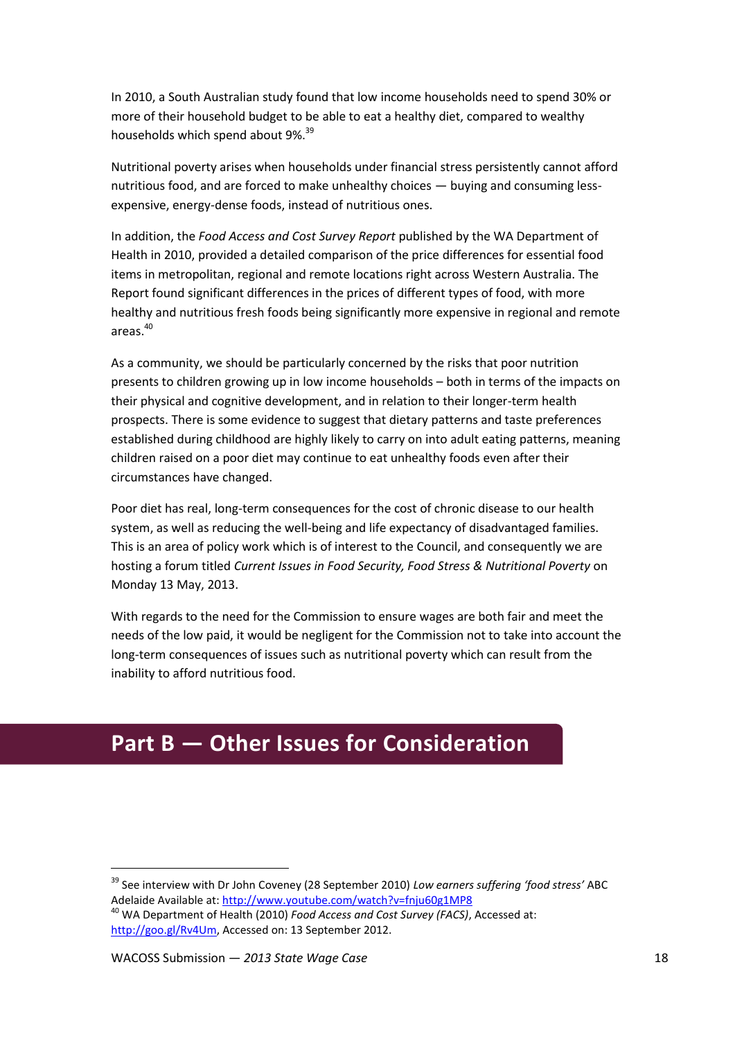In 2010, a South Australian study found that low income households need to spend 30% or more of their household budget to be able to eat a healthy diet, compared to wealthy households which spend about 9%.[39]

Nutritional poverty arises when households under financial stress persistently cannot afford nutritious food, and are forced to make unhealthy choices — buying and consuming less-expensive, energy-dense foods, instead of nutritious ones.

In addition, the *Food Access and Cost Survey Report* published by the WA Department of Health in 2010, provided a detailed comparison of the price differences for essential food items in metropolitan, regional and remote locations right across Western Australia. The Report found significant differences in the prices of different types of food, with more healthy and nutritious fresh foods being significantly more expensive in regional and remote areas.[40]

As a community, we should be particularly concerned by the risks that poor nutrition presents to children growing up in low income households – both in terms of the impacts on their physical and cognitive development, and in relation to their longer-term health prospects. There is some evidence to suggest that dietary patterns and taste preferences established during childhood are highly likely to carry on into adult eating patterns, meaning children raised on a poor diet may continue to eat unhealthy foods even after their circumstances have changed.

Poor diet has real, long-term consequences for the cost of chronic disease to our health system, as well as reducing the well-being and life expectancy of disadvantaged families. This is an area of policy work which is of interest to the Council, and consequently we are hosting a forum titled *Current Issues in Food Security, Food Stress & Nutritional Poverty* on Monday 13 May, 2013.

With regards to the need for the Commission to ensure wages are both fair and meet the needs of the low paid, it would be negligent for the Commission not to take into account the long-term consequences of issues such as nutritional poverty which can result from the inability to afford nutritious food.

# Part B — Other Issues for Consideration

---

[39] See interview with Dr John Coveney (28 September 2010) *Low earners suffering 'food stress'* ABC Adelaide Available at: http://www.youtube.com/watch?v=fnju60g1MP8

[40] WA Department of Health (2010) *Food Access and Cost Survey (FACS)*, Accessed at: http://goo.gl/Rv4Um, Accessed on: 13 September 2012.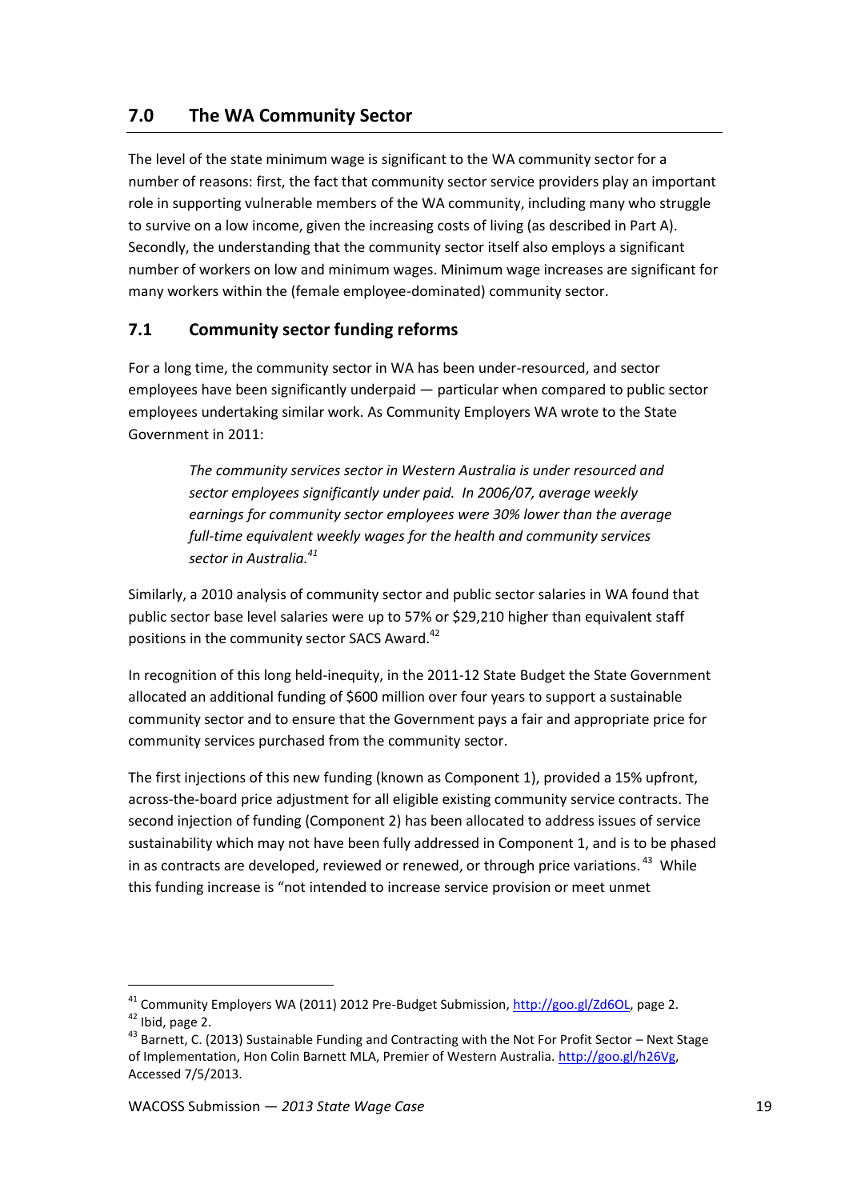## 7.0 The WA Community Sector

The level of the state minimum wage is significant to the WA community sector for a number of reasons: first, the fact that community sector service providers play an important role in supporting vulnerable members of the WA community, including many who struggle to survive on a low income, given the increasing costs of living (as described in Part A). Secondly, the understanding that the community sector itself also employs a significant number of workers on low and minimum wages. Minimum wage increases are significant for many workers within the (female employee-dominated) community sector.

### 7.1 Community sector funding reforms

For a long time, the community sector in WA has been under-resourced, and sector employees have been significantly underpaid — particular when compared to public sector employees undertaking similar work. As Community Employers WA wrote to the State Government in 2011:

> *The community services sector in Western Australia is under resourced and sector employees significantly under paid. In 2006/07, average weekly earnings for community sector employees were 30% lower than the average full-time equivalent weekly wages for the health and community services sector in Australia.*[41]

Similarly, a 2010 analysis of community sector and public sector salaries in WA found that public sector base level salaries were up to 57% or $29,210 higher than equivalent staff positions in the community sector SACS Award.[42]

In recognition of this long held-inequity, in the 2011-12 State Budget the State Government allocated an additional funding of $600 million over four years to support a sustainable community sector and to ensure that the Government pays a fair and appropriate price for community services purchased from the community sector.

The first injections of this new funding (known as Component 1), provided a 15% upfront, across-the-board price adjustment for all eligible existing community service contracts. The second injection of funding (Component 2) has been allocated to address issues of service sustainability which may not have been fully addressed in Component 1, and is to be phased in as contracts are developed, reviewed or renewed, or through price variations.[43] While this funding increase is "not intended to increase service provision or meet unmet

---

[41] Community Employers WA (2011) 2012 Pre-Budget Submission, http://goo.gl/Zd6OL, page 2.

[42] Ibid, page 2.

[43] Barnett, C. (2013) Sustainable Funding and Contracting with the Not For Profit Sector – Next Stage of Implementation, Hon Colin Barnett MLA, Premier of Western Australia. http://goo.gl/h26Vg, Accessed 7/5/2013.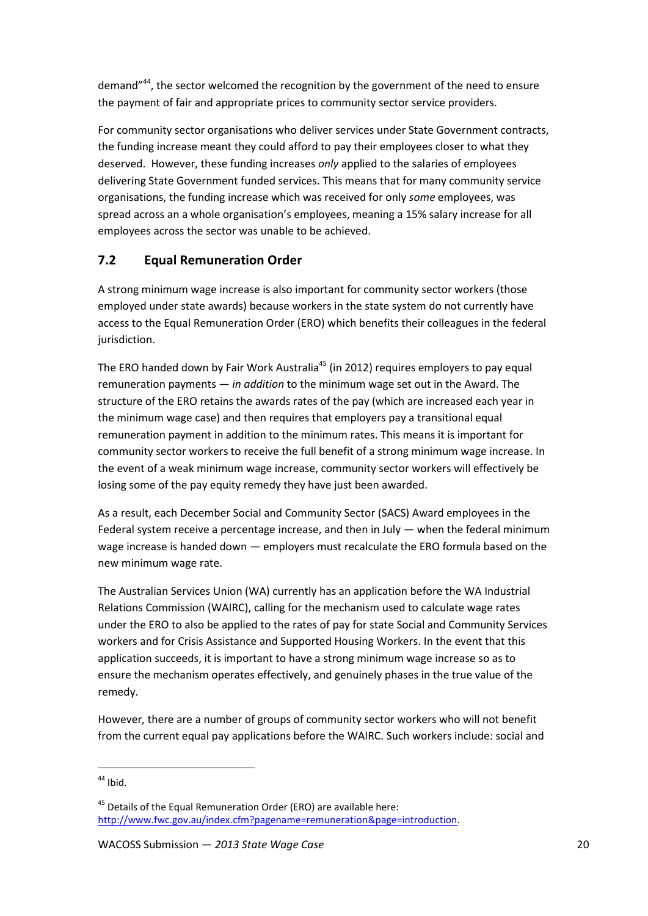demand"[44], the sector welcomed the recognition by the government of the need to ensure the payment of fair and appropriate prices to community sector service providers.

For community sector organisations who deliver services under State Government contracts, the funding increase meant they could afford to pay their employees closer to what they deserved. However, these funding increases *only* applied to the salaries of employees delivering State Government funded services. This means that for many community service organisations, the funding increase which was received for only *some* employees, was spread across an a whole organisation's employees, meaning a 15% salary increase for all employees across the sector was unable to be achieved.

## 7.2 Equal Remuneration Order

A strong minimum wage increase is also important for community sector workers (those employed under state awards) because workers in the state system do not currently have access to the Equal Remuneration Order (ERO) which benefits their colleagues in the federal jurisdiction.

The ERO handed down by Fair Work Australia[45] (in 2012) requires employers to pay equal remuneration payments — *in addition* to the minimum wage set out in the Award. The structure of the ERO retains the awards rates of the pay (which are increased each year in the minimum wage case) and then requires that employers pay a transitional equal remuneration payment in addition to the minimum rates. This means it is important for community sector workers to receive the full benefit of a strong minimum wage increase. In the event of a weak minimum wage increase, community sector workers will effectively be losing some of the pay equity remedy they have just been awarded.

As a result, each December Social and Community Sector (SACS) Award employees in the Federal system receive a percentage increase, and then in July — when the federal minimum wage increase is handed down — employers must recalculate the ERO formula based on the new minimum wage rate.

The Australian Services Union (WA) currently has an application before the WA Industrial Relations Commission (WAIRC), calling for the mechanism used to calculate wage rates under the ERO to also be applied to the rates of pay for state Social and Community Services workers and for Crisis Assistance and Supported Housing Workers. In the event that this application succeeds, it is important to have a strong minimum wage increase so as to ensure the mechanism operates effectively, and genuinely phases in the true value of the remedy.

However, there are a number of groups of community sector workers who will not benefit from the current equal pay applications before the WAIRC. Such workers include: social and

---

[44] Ibid.

[45] Details of the Equal Remuneration Order (ERO) are available here: http://www.fwc.gov.au/index.cfm?pagename=remuneration&page=introduction.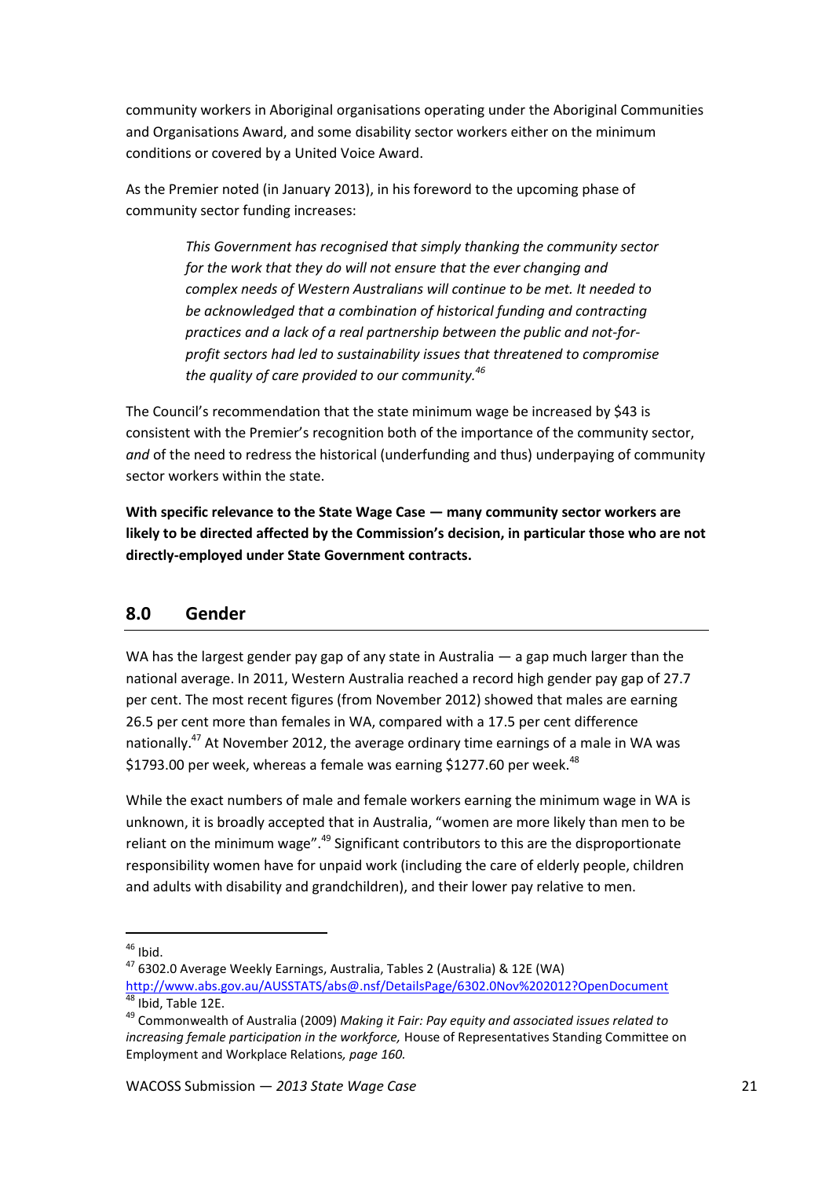community workers in Aboriginal organisations operating under the Aboriginal Communities and Organisations Award, and some disability sector workers either on the minimum conditions or covered by a United Voice Award.

As the Premier noted (in January 2013), in his foreword to the upcoming phase of community sector funding increases:

> *This Government has recognised that simply thanking the community sector for the work that they do will not ensure that the ever changing and complex needs of Western Australians will continue to be met. It needed to be acknowledged that a combination of historical funding and contracting practices and a lack of a real partnership between the public and not-for-profit sectors had led to sustainability issues that threatened to compromise the quality of care provided to our community.*[46]

The Council's recommendation that the state minimum wage be increased by $43 is consistent with the Premier's recognition both of the importance of the community sector, *and* of the need to redress the historical (underfunding and thus) underpaying of community sector workers within the state.

**With specific relevance to the State Wage Case — many community sector workers are likely to be directed affected by the Commission's decision, in particular those who are not directly-employed under State Government contracts.**

## 8.0 Gender

WA has the largest gender pay gap of any state in Australia — a gap much larger than the national average. In 2011, Western Australia reached a record high gender pay gap of 27.7 per cent. The most recent figures (from November 2012) showed that males are earning 26.5 per cent more than females in WA, compared with a 17.5 per cent difference nationally.[47] At November 2012, the average ordinary time earnings of a male in WA was $1793.00 per week, whereas a female was earning $1277.60 per week.[48]

While the exact numbers of male and female workers earning the minimum wage in WA is unknown, it is broadly accepted that in Australia, "women are more likely than men to be reliant on the minimum wage".[49] Significant contributors to this are the disproportionate responsibility women have for unpaid work (including the care of elderly people, children and adults with disability and grandchildren), and their lower pay relative to men.

---

[46] Ibid.

[47] 6302.0 Average Weekly Earnings, Australia, Tables 2 (Australia) & 12E (WA) http://www.abs.gov.au/AUSSTATS/abs@.nsf/DetailsPage/6302.0Nov%202012?OpenDocument

[48] Ibid, Table 12E.

[49] Commonwealth of Australia (2009) *Making it Fair: Pay equity and associated issues related to increasing female participation in the workforce,* House of Representatives Standing Committee on Employment and Workplace Relations*, page 160.*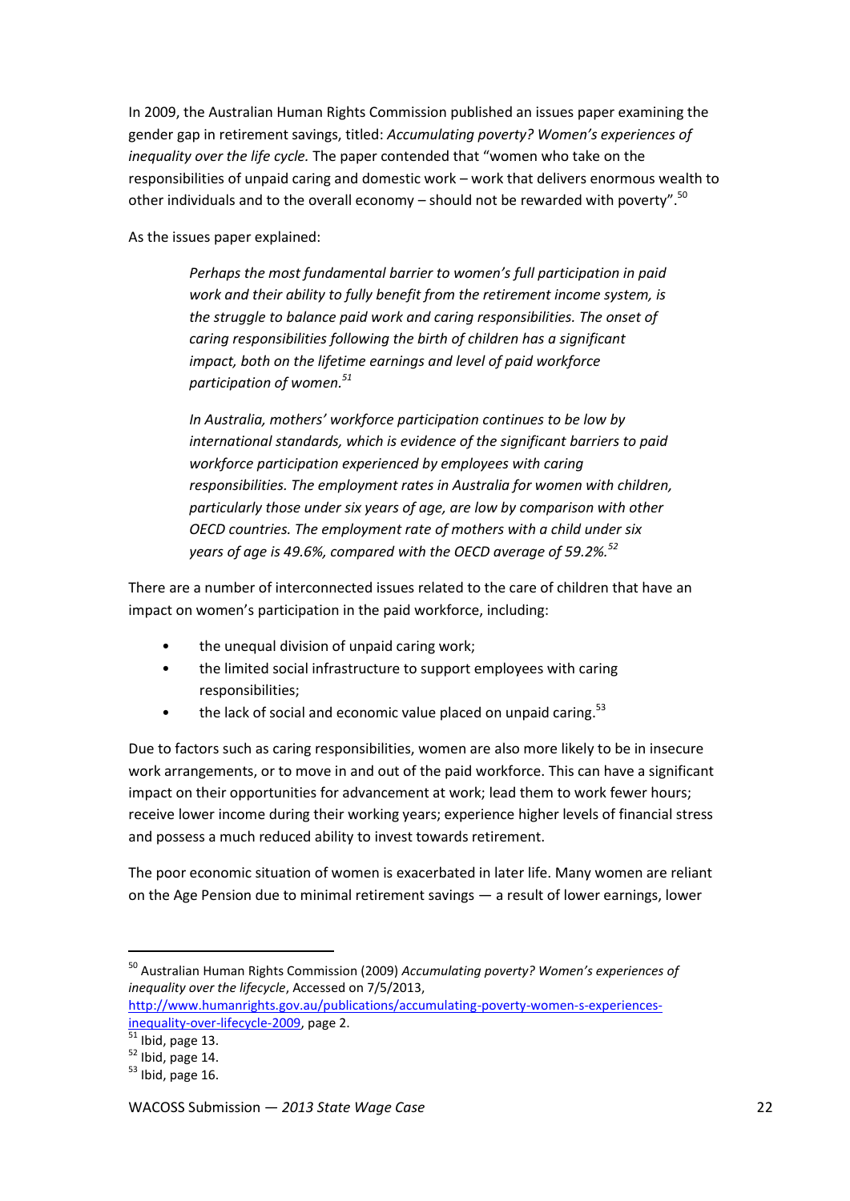In 2009, the Australian Human Rights Commission published an issues paper examining the gender gap in retirement savings, titled: *Accumulating poverty? Women's experiences of inequality over the life cycle.* The paper contended that "women who take on the responsibilities of unpaid caring and domestic work – work that delivers enormous wealth to other individuals and to the overall economy – should not be rewarded with poverty".[50]

As the issues paper explained:

> *Perhaps the most fundamental barrier to women's full participation in paid work and their ability to fully benefit from the retirement income system, is the struggle to balance paid work and caring responsibilities. The onset of caring responsibilities following the birth of children has a significant impact, both on the lifetime earnings and level of paid workforce participation of women.*[51]
>
> *In Australia, mothers' workforce participation continues to be low by international standards, which is evidence of the significant barriers to paid workforce participation experienced by employees with caring responsibilities. The employment rates in Australia for women with children, particularly those under six years of age, are low by comparison with other OECD countries. The employment rate of mothers with a child under six years of age is 49.6%, compared with the OECD average of 59.2%.*[52]

There are a number of interconnected issues related to the care of children that have an impact on women's participation in the paid workforce, including:

- the unequal division of unpaid caring work;
- the limited social infrastructure to support employees with caring responsibilities;
- the lack of social and economic value placed on unpaid caring.[53]

Due to factors such as caring responsibilities, women are also more likely to be in insecure work arrangements, or to move in and out of the paid workforce. This can have a significant impact on their opportunities for advancement at work; lead them to work fewer hours; receive lower income during their working years; experience higher levels of financial stress and possess a much reduced ability to invest towards retirement.

The poor economic situation of women is exacerbated in later life. Many women are reliant on the Age Pension due to minimal retirement savings — a result of lower earnings, lower

---

[50] Australian Human Rights Commission (2009) *Accumulating poverty? Women's experiences of inequality over the lifecycle*, Accessed on 7/5/2013, http://www.humanrights.gov.au/publications/accumulating-poverty-women-s-experiences-inequality-over-lifecycle-2009, page 2.

[51] Ibid, page 13.

[52] Ibid, page 14.

[53] Ibid, page 16.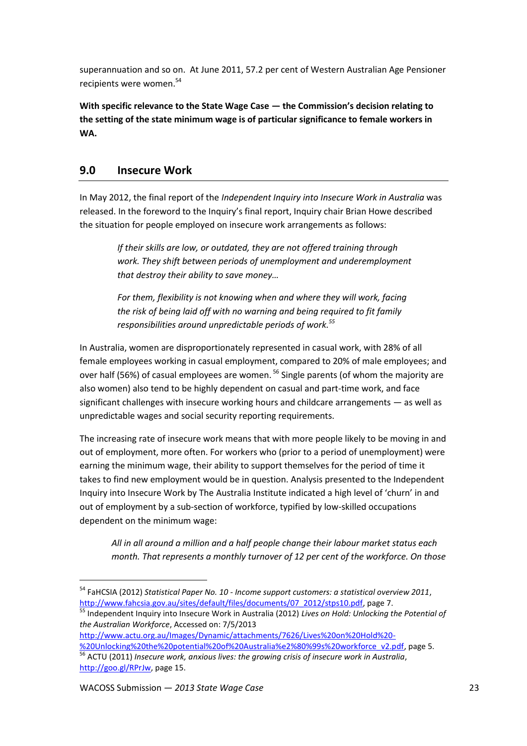superannuation and so on. At June 2011, 57.2 per cent of Western Australian Age Pensioner recipients were women.[54]

**With specific relevance to the State Wage Case — the Commission's decision relating to the setting of the state minimum wage is of particular significance to female workers in WA.**

## 9.0 Insecure Work

In May 2012, the final report of the *Independent Inquiry into Insecure Work in Australia* was released. In the foreword to the Inquiry's final report, Inquiry chair Brian Howe described the situation for people employed on insecure work arrangements as follows:

> *If their skills are low, or outdated, they are not offered training through work. They shift between periods of unemployment and underemployment that destroy their ability to save money…*
>
> *For them, flexibility is not knowing when and where they will work, facing the risk of being laid off with no warning and being required to fit family responsibilities around unpredictable periods of work.*[55]

In Australia, women are disproportionately represented in casual work, with 28% of all female employees working in casual employment, compared to 20% of male employees; and over half (56%) of casual employees are women.[56] Single parents (of whom the majority are also women) also tend to be highly dependent on casual and part-time work, and face significant challenges with insecure working hours and childcare arrangements — as well as unpredictable wages and social security reporting requirements.

The increasing rate of insecure work means that with more people likely to be moving in and out of employment, more often. For workers who (prior to a period of unemployment) were earning the minimum wage, their ability to support themselves for the period of time it takes to find new employment would be in question. Analysis presented to the Independent Inquiry into Insecure Work by The Australia Institute indicated a high level of 'churn' in and out of employment by a sub-section of workforce, typified by low-skilled occupations dependent on the minimum wage:

> *All in all around a million and a half people change their labour market status each month. That represents a monthly turnover of 12 per cent of the workforce. On those*

---

[54] FaHCSIA (2012) *Statistical Paper No. 10 - Income support customers: a statistical overview 2011*, http://www.fahcsia.gov.au/sites/default/files/documents/07_2012/stps10.pdf, page 7.

[55] Independent Inquiry into Insecure Work in Australia (2012) *Lives on Hold: Unlocking the Potential of the Australian Workforce*, Accessed on: 7/5/2013 http://www.actu.org.au/Images/Dynamic/attachments/7626/Lives%20on%20Hold%20-%20Unlocking%20the%20potential%20of%20Australia%e2%80%99s%20workforce_v2.pdf, page 5.

[56] ACTU (2011) *Insecure work, anxious lives: the growing crisis of insecure work in Australia*, http://goo.gl/RPrJw, page 15.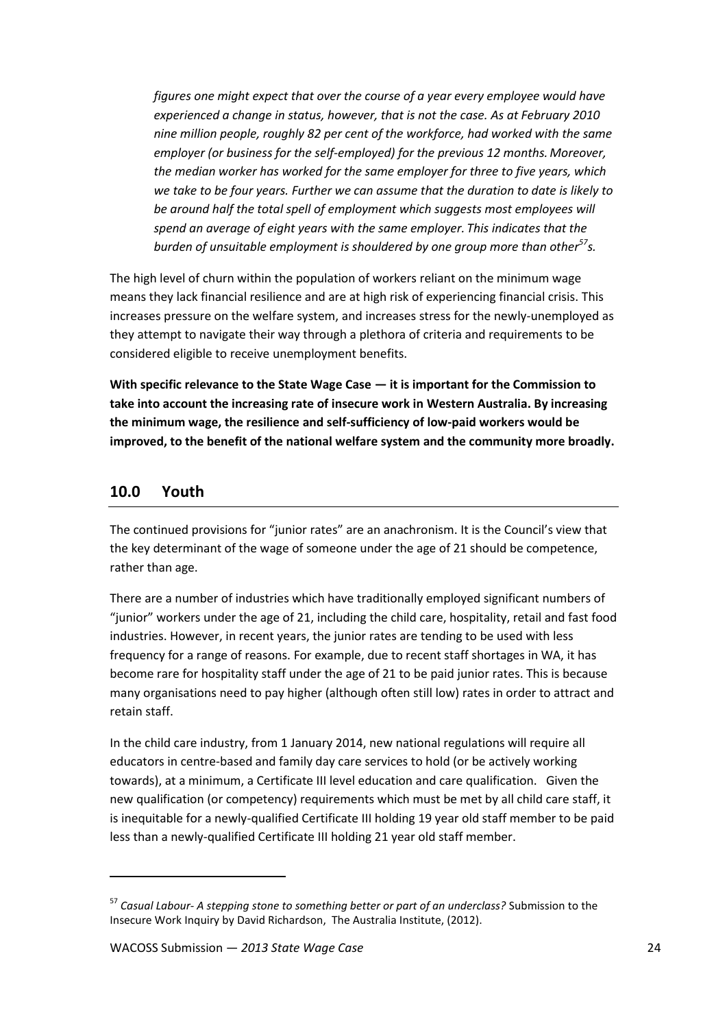*figures one might expect that over the course of a year every employee would have experienced a change in status, however, that is not the case. As at February 2010 nine million people, roughly 82 per cent of the workforce, had worked with the same employer (or business for the self-employed) for the previous 12 months. Moreover, the median worker has worked for the same employer for three to five years, which we take to be four years. Further we can assume that the duration to date is likely to be around half the total spell of employment which suggests most employees will spend an average of eight years with the same employer. This indicates that the burden of unsuitable employment is shouldered by one group more than other[57]s.*

The high level of churn within the population of workers reliant on the minimum wage means they lack financial resilience and are at high risk of experiencing financial crisis. This increases pressure on the welfare system, and increases stress for the newly-unemployed as they attempt to navigate their way through a plethora of criteria and requirements to be considered eligible to receive unemployment benefits.

**With specific relevance to the State Wage Case — it is important for the Commission to take into account the increasing rate of insecure work in Western Australia. By increasing the minimum wage, the resilience and self-sufficiency of low-paid workers would be improved, to the benefit of the national welfare system and the community more broadly.**

## 10.0 Youth

The continued provisions for "junior rates" are an anachronism. It is the Council's view that the key determinant of the wage of someone under the age of 21 should be competence, rather than age.

There are a number of industries which have traditionally employed significant numbers of "junior" workers under the age of 21, including the child care, hospitality, retail and fast food industries. However, in recent years, the junior rates are tending to be used with less frequency for a range of reasons. For example, due to recent staff shortages in WA, it has become rare for hospitality staff under the age of 21 to be paid junior rates. This is because many organisations need to pay higher (although often still low) rates in order to attract and retain staff.

In the child care industry, from 1 January 2014, new national regulations will require all educators in centre-based and family day care services to hold (or be actively working towards), at a minimum, a Certificate III level education and care qualification. Given the new qualification (or competency) requirements which must be met by all child care staff, it is inequitable for a newly-qualified Certificate III holding 19 year old staff member to be paid less than a newly-qualified Certificate III holding 21 year old staff member.

---

[57] *Casual Labour- A stepping stone to something better or part of an underclass?* Submission to the Insecure Work Inquiry by David Richardson, The Australia Institute, (2012).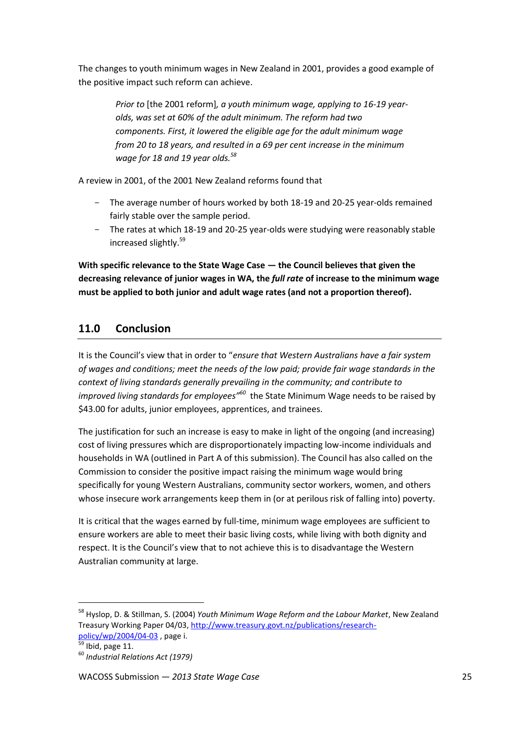The changes to youth minimum wages in New Zealand in 2001, provides a good example of the positive impact such reform can achieve.

> *Prior to* [the 2001 reform]*, a youth minimum wage, applying to 16-19 year-olds, was set at 60% of the adult minimum. The reform had two components. First, it lowered the eligible age for the adult minimum wage from 20 to 18 years, and resulted in a 69 per cent increase in the minimum wage for 18 and 19 year olds.*[58]

A review in 2001, of the 2001 New Zealand reforms found that

- The average number of hours worked by both 18-19 and 20-25 year-olds remained fairly stable over the sample period.
- The rates at which 18-19 and 20-25 year-olds were studying were reasonably stable increased slightly.[59]

**With specific relevance to the State Wage Case — the Council believes that given the decreasing relevance of junior wages in WA, the *full rate* of increase to the minimum wage must be applied to both junior and adult wage rates (and not a proportion thereof).**

## 11.0 Conclusion

It is the Council's view that in order to "*ensure that Western Australians have a fair system of wages and conditions; meet the needs of the low paid; provide fair wage standards in the context of living standards generally prevailing in the community; and contribute to improved living standards for employees*"[60] the State Minimum Wage needs to be raised by $43.00 for adults, junior employees, apprentices, and trainees.

The justification for such an increase is easy to make in light of the ongoing (and increasing) cost of living pressures which are disproportionately impacting low-income individuals and households in WA (outlined in Part A of this submission). The Council has also called on the Commission to consider the positive impact raising the minimum wage would bring specifically for young Western Australians, community sector workers, women, and others whose insecure work arrangements keep them in (or at perilous risk of falling into) poverty.

It is critical that the wages earned by full-time, minimum wage employees are sufficient to ensure workers are able to meet their basic living costs, while living with both dignity and respect. It is the Council's view that to not achieve this is to disadvantage the Western Australian community at large.

---

[58] Hyslop, D. & Stillman, S. (2004) *Youth Minimum Wage Reform and the Labour Market*, New Zealand Treasury Working Paper 04/03, http://www.treasury.govt.nz/publications/research-policy/wp/2004/04-03 , page i.

[59] Ibid, page 11.

[60] *Industrial Relations Act (1979)*